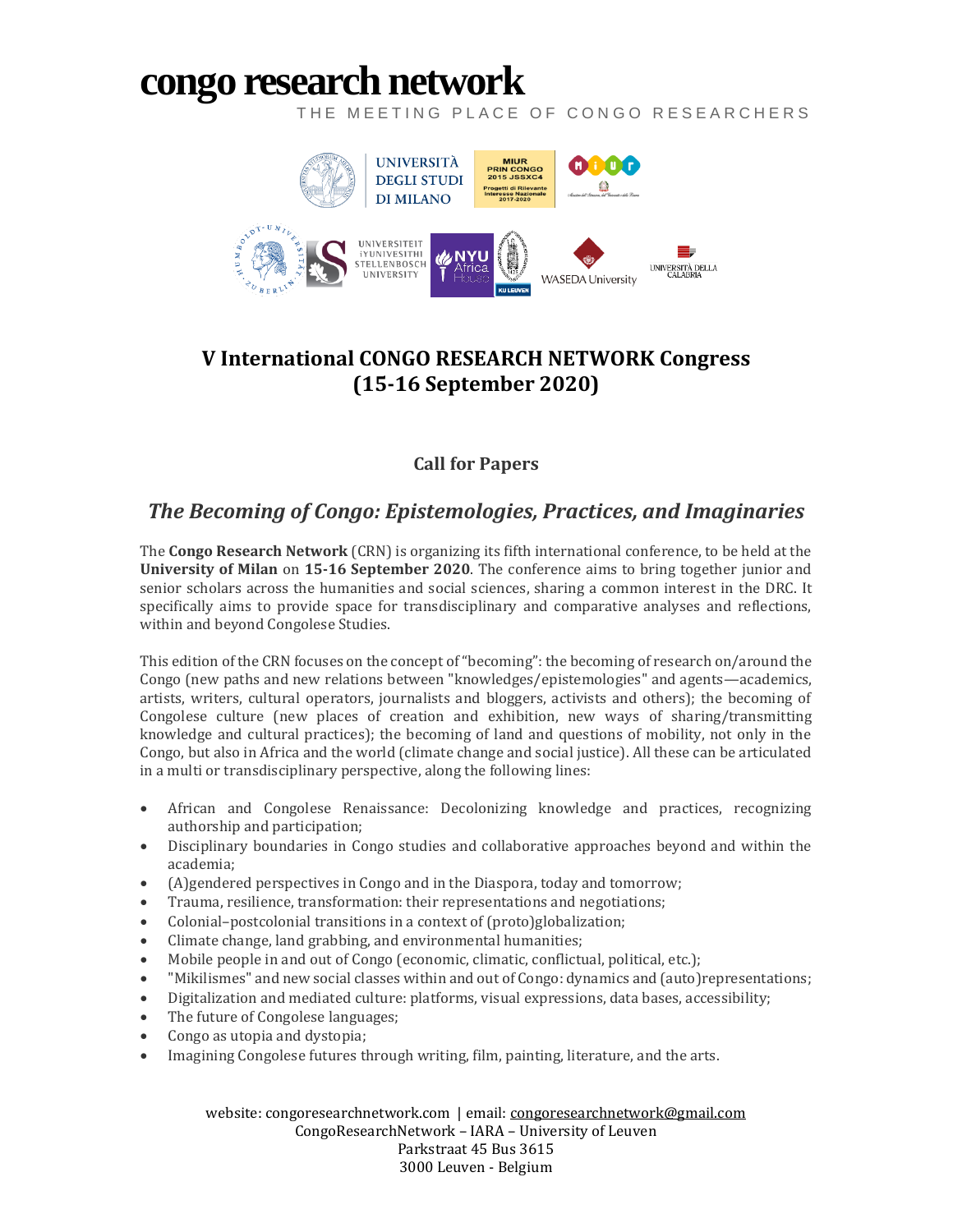# congo research network

THE MEETING PLACE OF CONGO RESEARCHERS

## V International CONGO RESEARCH NETWORK Congress (15-16 September 2020)

### Call for Papers

### *The Becoming of Congo: Epistemologies, Practices, and Imaginaries*

The **Congo Research Network** (CRN) is organizing its fifth international conference, to be held at the **University of Milan** on **15-16 September 2020**. The conference aims to bring together junior and senior scholars across the humanities and social sciences, sharing a common interest in the DRC. It specifically aims to provide space for transdisciplinary and comparative analyses and reflections, within and beyond Congolese Studies.

This edition of the CRN focuses on the concept of "becoming": the becoming of research on/around the Congo (new paths and new relations between "knowledges/epistemologies" and agents—academics, artists, writers, cultural operators, journalists and bloggers, activists and others); the becoming of Congolese culture (new places of creation and exhibition, new ways of sharing/transmitting knowledge and cultural practices); the becoming of land and questions of mobility, not only in the Congo, but also in Africa and the world (climate change and social justice). All these can be articulated in a multi or transdisciplinary perspective, along the following lines:

- African and Congolese Renaissance: Decolonizing knowledge and practices, recognizing authorship and participation;
- Disciplinary boundaries in Congo studies and collaborative approaches beyond and within the academia;
- (A)gendered perspectives in Congo and in the Diaspora, today and tomorrow;
- Trauma, resilience, transformation: their representations and negotiations;
- Colonial–postcolonial transitions in a context of (proto)globalization;
- Climate change, land grabbing, and environmental humanities;
- Mobile people in and out of Congo (economic, climatic, conflictual, political, etc.);
- "Mikilismes" and new social classes within and out of Congo: dynamics and (auto)representations;
- Digitalization and mediated culture: platforms, visual expressions, data bases, accessibility;
- The future of Congolese languages;
- Congo as utopia and dystopia;
- Imagining Congolese futures through writing, film, painting, literature, and the arts.

website: congoresearchnetwork.com | email: congoresearchnetwork@gmail.com
CongoResearchNetwork – IARA – University of Leuven
Parkstraat 45 Bus 3615
3000 Leuven - Belgium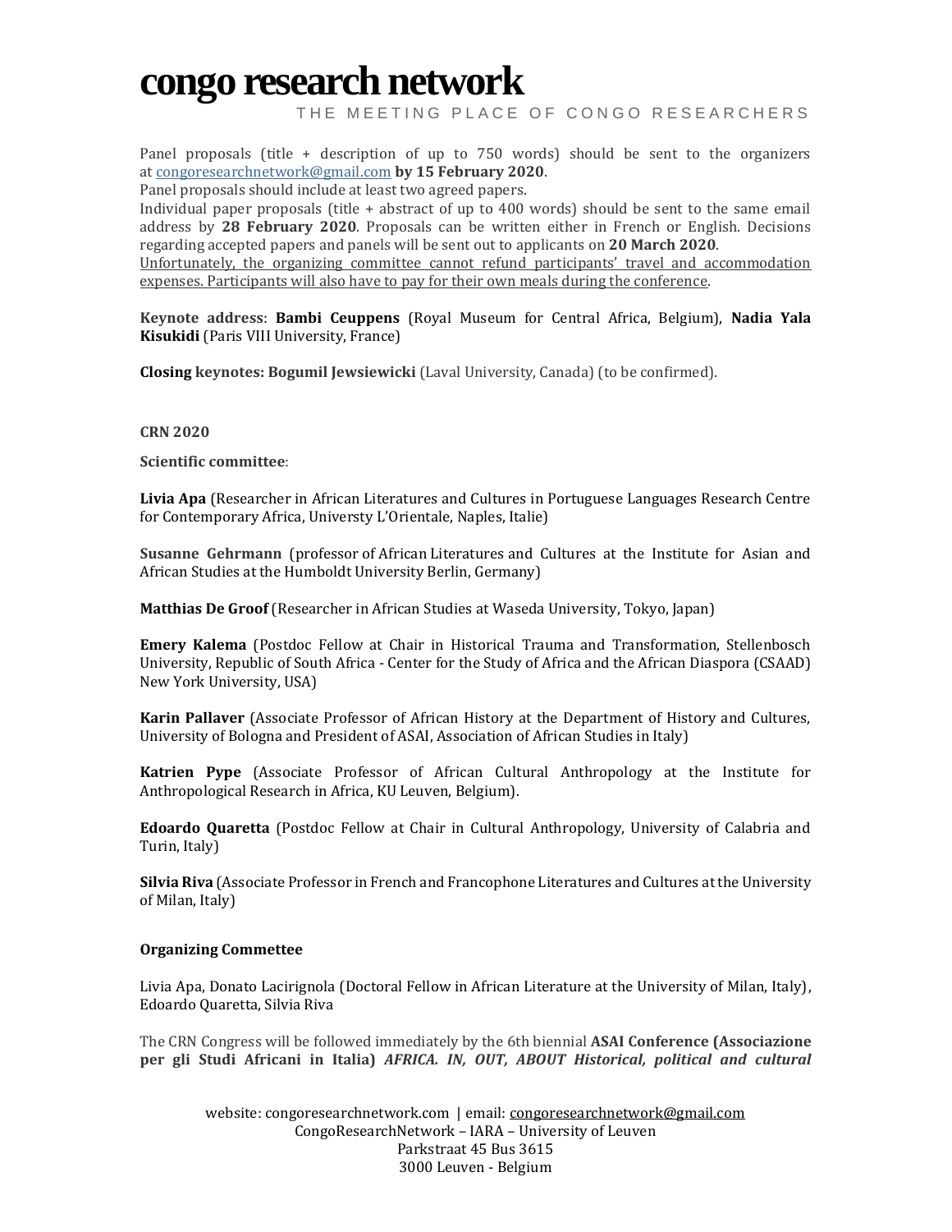Panel proposals (title + description of up to 750 words) should be sent to the organizers at congoresearchnetwork@gmail.com **by 15 February 2020**.
Panel proposals should include at least two agreed papers.
Individual paper proposals (title + abstract of up to 400 words) should be sent to the same email address by **28 February 2020**. Proposals can be written either in French or English. Decisions regarding accepted papers and panels will be sent out to applicants on **20 March 2020**.
Unfortunately, the organizing committee cannot refund participants' travel and accommodation expenses. Participants will also have to pay for their own meals during the conference.

**Keynote address**: **Bambi Ceuppens** (Royal Museum for Central Africa, Belgium), **Nadia Yala Kisukidi** (Paris VIII University, France)

**Closing keynotes: Bogumil Jewsiewicki** (Laval University, Canada) (to be confirmed).

**CRN 2020**

**Scientific committee**:

**Livia Apa** (Researcher in African Literatures and Cultures in Portuguese Languages Research Centre for Contemporary Africa, Universty L'Orientale, Naples, Italie)

**Susanne Gehrmann** (professor of African Literatures and Cultures at the Institute for Asian and African Studies at the Humboldt University Berlin, Germany)

**Matthias De Groof** (Researcher in African Studies at Waseda University, Tokyo, Japan)

**Emery Kalema** (Postdoc Fellow at Chair in Historical Trauma and Transformation, Stellenbosch University, Republic of South Africa - Center for the Study of Africa and the African Diaspora (CSAAD) New York University, USA)

**Karin Pallaver** (Associate Professor of African History at the Department of History and Cultures, University of Bologna and President of ASAI, Association of African Studies in Italy)

**Katrien Pype** (Associate Professor of African Cultural Anthropology at the Institute for Anthropological Research in Africa, KU Leuven, Belgium).

**Edoardo Quaretta** (Postdoc Fellow at Chair in Cultural Anthropology, University of Calabria and Turin, Italy)

**Silvia Riva** (Associate Professor in French and Francophone Literatures and Cultures at the University of Milan, Italy)

**Organizing Commettee**

Livia Apa, Donato Lacirignola (Doctoral Fellow in African Literature at the University of Milan, Italy), Edoardo Quaretta, Silvia Riva

The CRN Congress will be followed immediately by the 6th biennial **ASAI Conference (Associazione per gli Studi Africani in Italia)** ***AFRICA. IN, OUT, ABOUT Historical, political and cultural***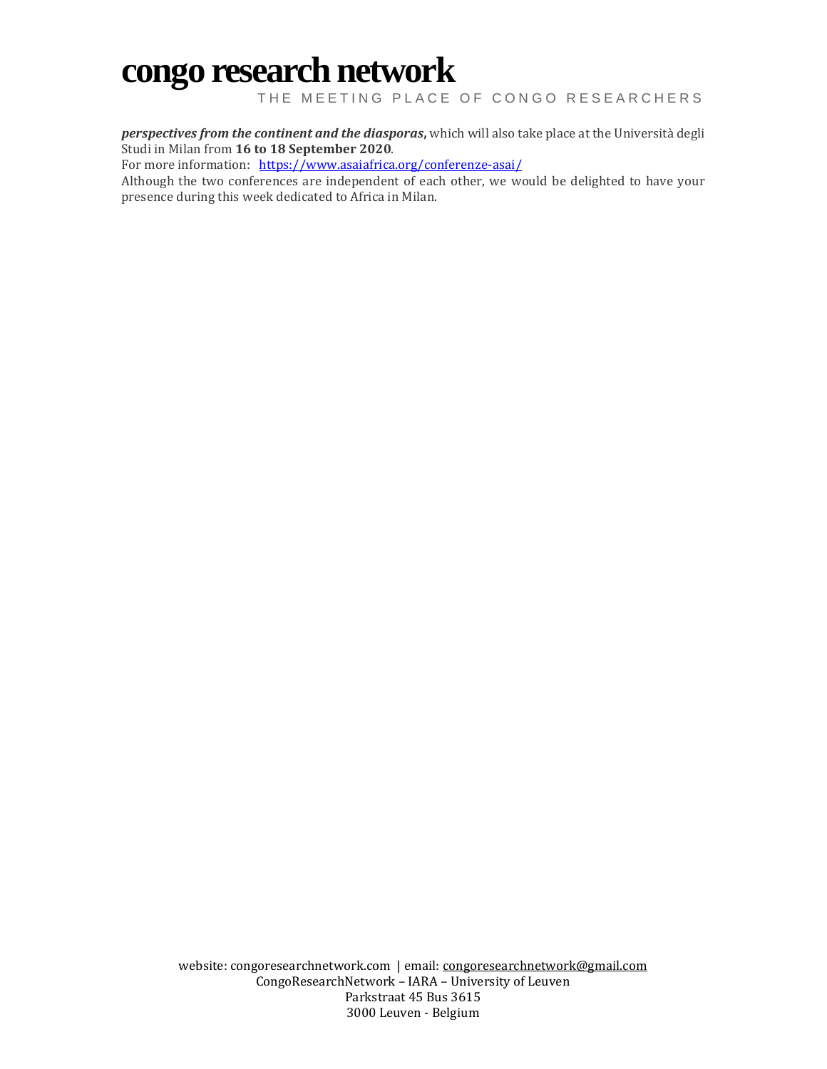***perspectives from the continent and the diasporas***, which will also take place at the Università degli Studi in Milan from **16 to 18 September 2020**.

For more information: [https://www.asaiafrica.org/conferenze-asai/](https://www.asaiafrica.org/conferenze-asai/)

Although the two conferences are independent of each other, we would be delighted to have your presence during this week dedicated to Africa in Milan.